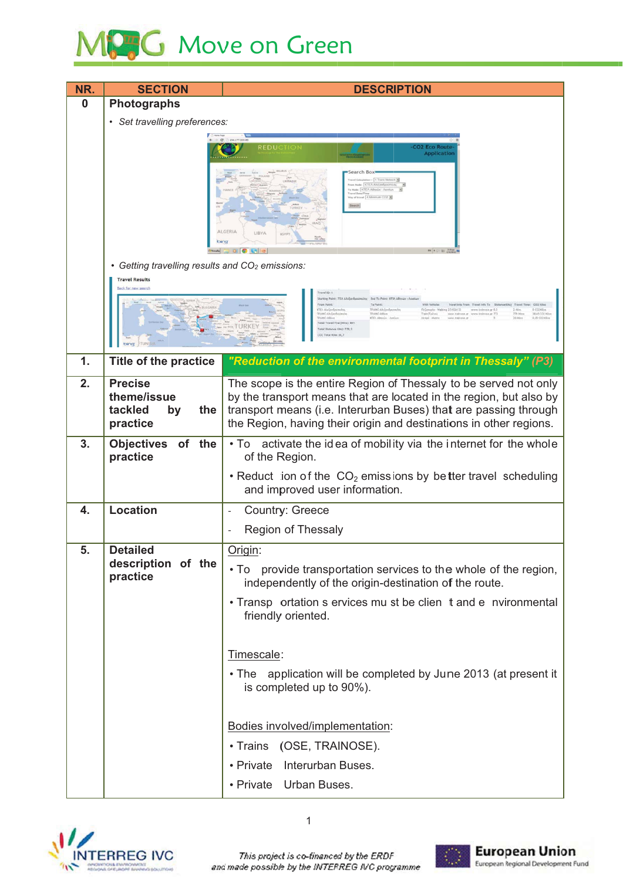| NR. | SECTION | DESCRIPTION |
|---|---|---|
| 0 | **Photographs** | |
| | • *Set travelling preferences:* | |
| | • *Getting travelling results and $CO_2$ emissions:* | |
| 1. | **Title of the practice** | ***"Reduction of the environmental footprint in Thessaly" (P3)*** |
| 2. | **Precise theme/issue tackled by the practice** | The scope is the entire Region of Thessaly to be served not only by the transport means that are located in the region, but also by transport means (i.e. Interurban Buses) that are passing through the Region, having their origin and destinations in other regions. |
| 3. | **Objectives of the practice** | • To activate the idea of mobility via the internet for the whole of the Region.<br>• Reduction of the $CO_2$ emissions by better travel scheduling and improved user information. |
| 4. | **Location** | - Country: Greece<br>- Region of Thessaly |
| 5. | **Detailed description of the practice** | Origin:<br>• To provide transportation services to the whole of the region, independently of the origin-destination of the route.<br>• Transportation services must be client and environmental friendly oriented.<br><br>Timescale:<br>• The application will be completed by June 2013 (at present it is completed up to 90%).<br><br>Bodies involved/implementation:<br>• Trains (OSE, TRAINOSE).<br>• Private Interurban Buses.<br>• Private Urban Buses. |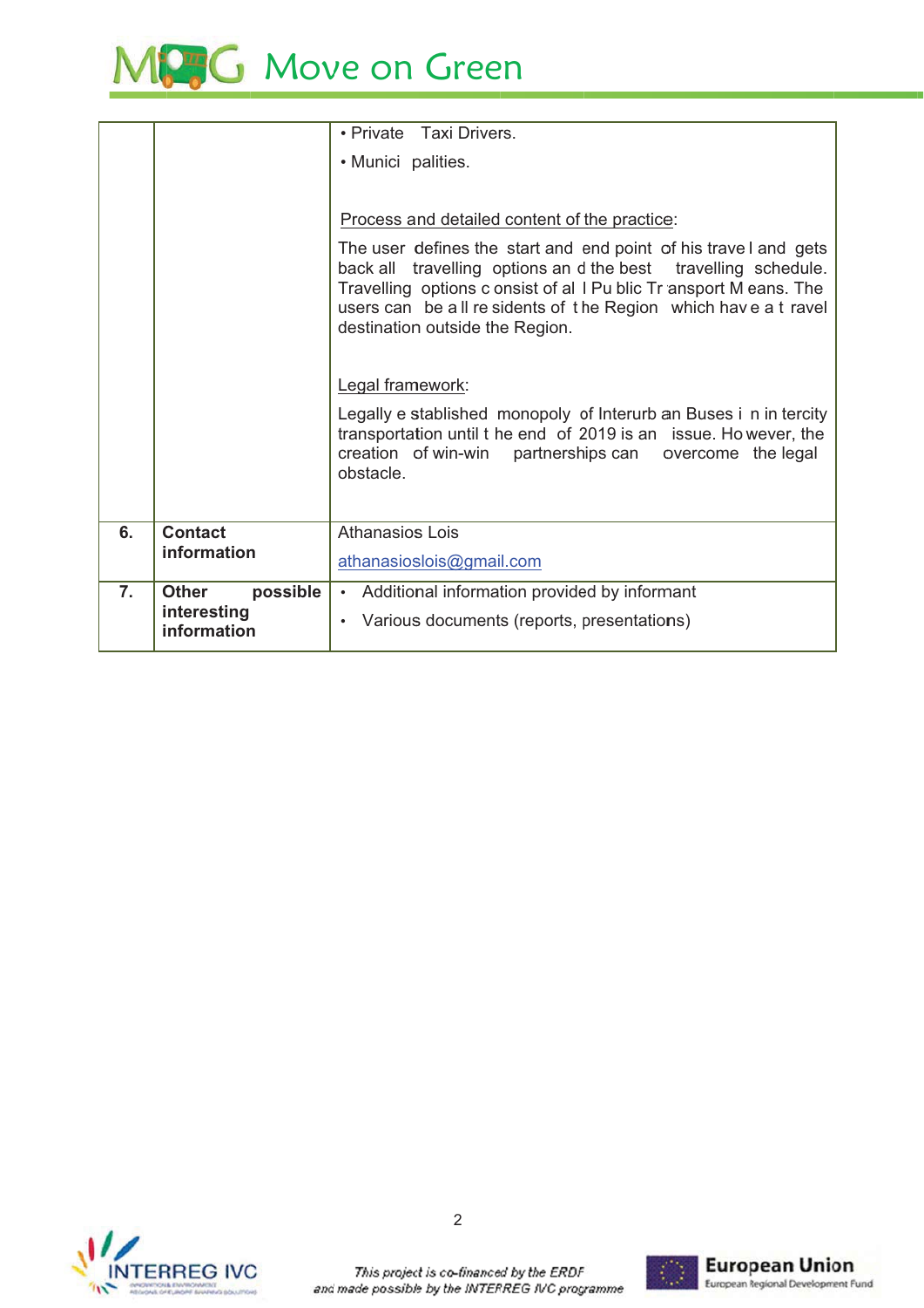| | | |
|---|---|---|
| | | • Private Taxi Drivers.<br>• Municipalities.<br><br><u>Process and detailed content of the practice</u>:<br>The user defines the start and end point of his travel and gets back all travelling options and the best travelling schedule. Travelling options consist of all Public Transport Means. The users can be all residents of the Region which have a travel destination outside the Region.<br><br><u>Legal framework</u>:<br>Legally established monopoly of Interurban Buses in intercity transportation until the end of 2019 is an issue. However, the creation of win-win partnerships can overcome the legal obstacle. |
| **6.** | **Contact information** | Athanasios Lois<br>athanasioslois@gmail.com |
| **7.** | **Other possible interesting information** | • Additional information provided by informant<br>• Various documents (reports, presentations) |